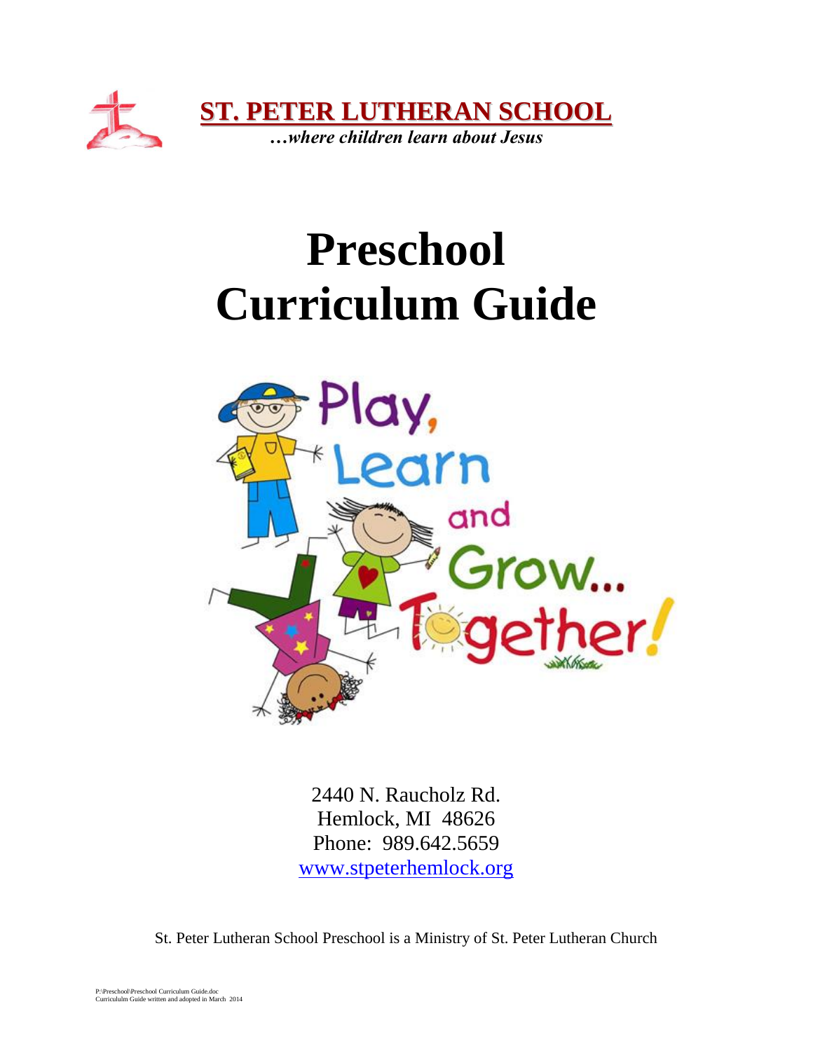**ST. PETER LUTHERAN SCHOOL**

***…where children learn about Jesus***

# Preschool Curriculum Guide

Play, Learn and Grow… Together!

2440 N. Raucholz Rd.
Hemlock, MI 48626
Phone: 989.642.5659
www.stpeterhemlock.org

St. Peter Lutheran School Preschool is a Ministry of St. Peter Lutheran Church

P:\Preschool\Preschool Curriculum Guide.doc
Curriculm Guide written and adopted in March 2014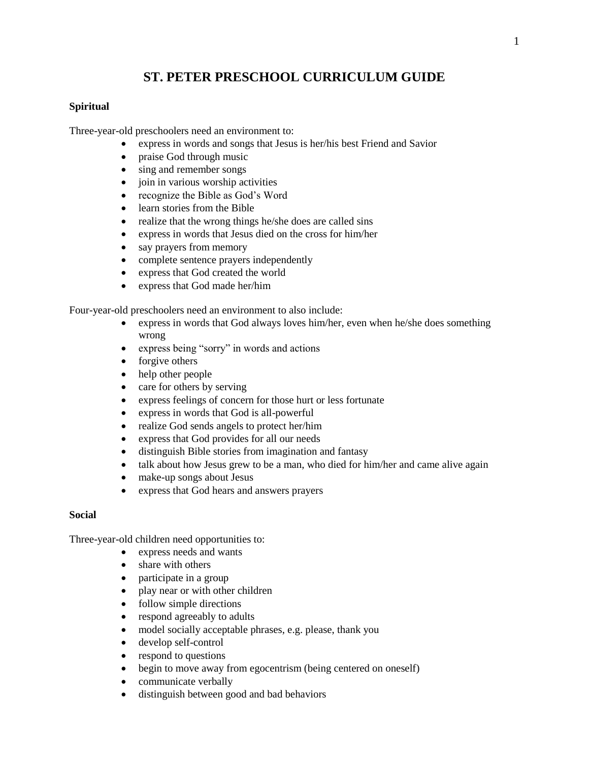# ST. PETER PRESCHOOL CURRICULUM GUIDE

**Spiritual**

Three-year-old preschoolers need an environment to:

- express in words and songs that Jesus is her/his best Friend and Savior
- praise God through music
- sing and remember songs
- join in various worship activities
- recognize the Bible as God's Word
- learn stories from the Bible
- realize that the wrong things he/she does are called sins
- express in words that Jesus died on the cross for him/her
- say prayers from memory
- complete sentence prayers independently
- express that God created the world
- express that God made her/him

Four-year-old preschoolers need an environment to also include:

- express in words that God always loves him/her, even when he/she does something wrong
- express being "sorry" in words and actions
- forgive others
- help other people
- care for others by serving
- express feelings of concern for those hurt or less fortunate
- express in words that God is all-powerful
- realize God sends angels to protect her/him
- express that God provides for all our needs
- distinguish Bible stories from imagination and fantasy
- talk about how Jesus grew to be a man, who died for him/her and came alive again
- make-up songs about Jesus
- express that God hears and answers prayers

**Social**

Three-year-old children need opportunities to:

- express needs and wants
- share with others
- participate in a group
- play near or with other children
- follow simple directions
- respond agreeably to adults
- model socially acceptable phrases, e.g. please, thank you
- develop self-control
- respond to questions
- begin to move away from egocentrism (being centered on oneself)
- communicate verbally
- distinguish between good and bad behaviors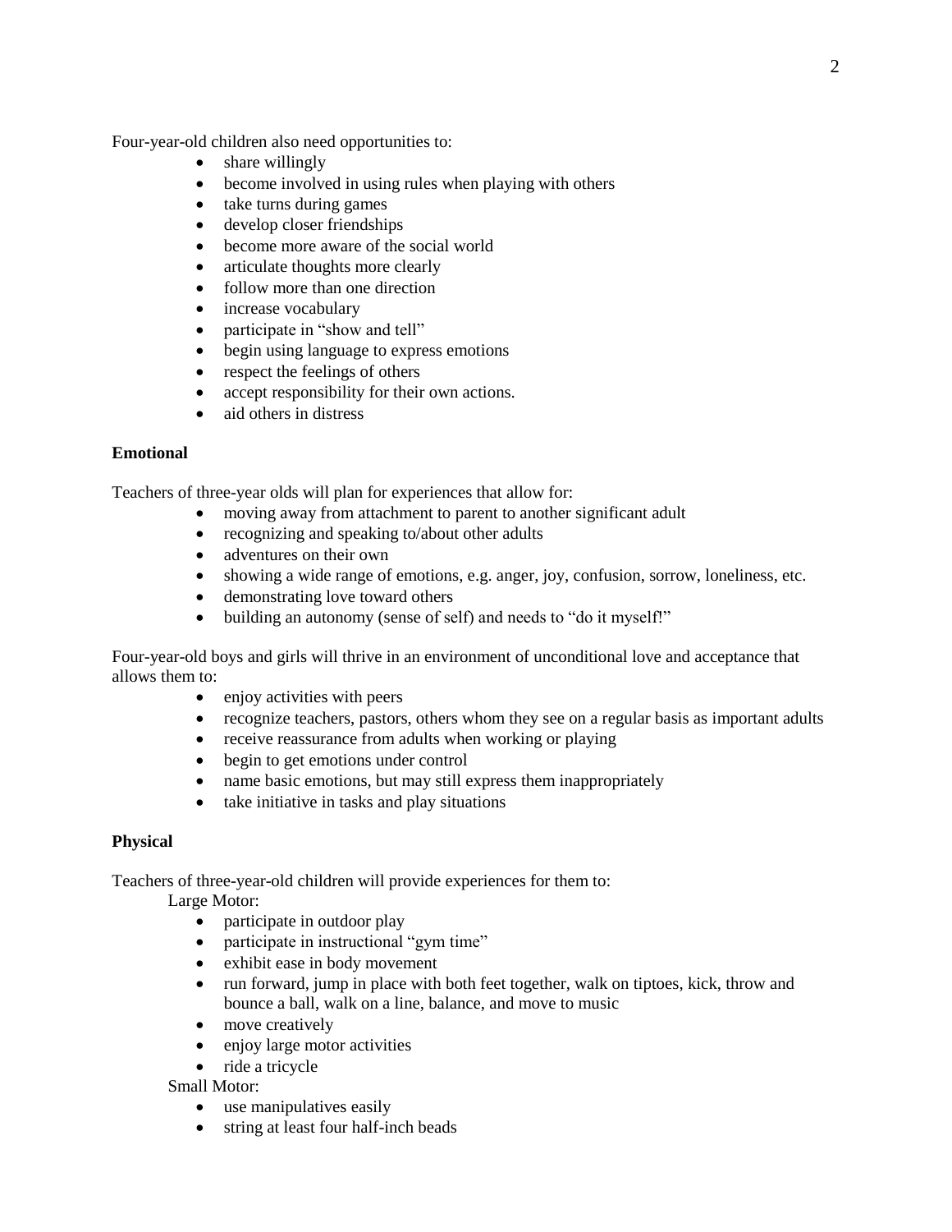Four-year-old children also need opportunities to:

- share willingly
- become involved in using rules when playing with others
- take turns during games
- develop closer friendships
- become more aware of the social world
- articulate thoughts more clearly
- follow more than one direction
- increase vocabulary
- participate in "show and tell"
- begin using language to express emotions
- respect the feelings of others
- accept responsibility for their own actions.
- aid others in distress

**Emotional**

Teachers of three-year olds will plan for experiences that allow for:

- moving away from attachment to parent to another significant adult
- recognizing and speaking to/about other adults
- adventures on their own
- showing a wide range of emotions, e.g. anger, joy, confusion, sorrow, loneliness, etc.
- demonstrating love toward others
- building an autonomy (sense of self) and needs to "do it myself!"

Four-year-old boys and girls will thrive in an environment of unconditional love and acceptance that allows them to:

- enjoy activities with peers
- recognize teachers, pastors, others whom they see on a regular basis as important adults
- receive reassurance from adults when working or playing
- begin to get emotions under control
- name basic emotions, but may still express them inappropriately
- take initiative in tasks and play situations

**Physical**

Teachers of three-year-old children will provide experiences for them to:

Large Motor:

- participate in outdoor play
- participate in instructional "gym time"
- exhibit ease in body movement
- run forward, jump in place with both feet together, walk on tiptoes, kick, throw and bounce a ball, walk on a line, balance, and move to music
- move creatively
- enjoy large motor activities
- ride a tricycle

Small Motor:

- use manipulatives easily
- string at least four half-inch beads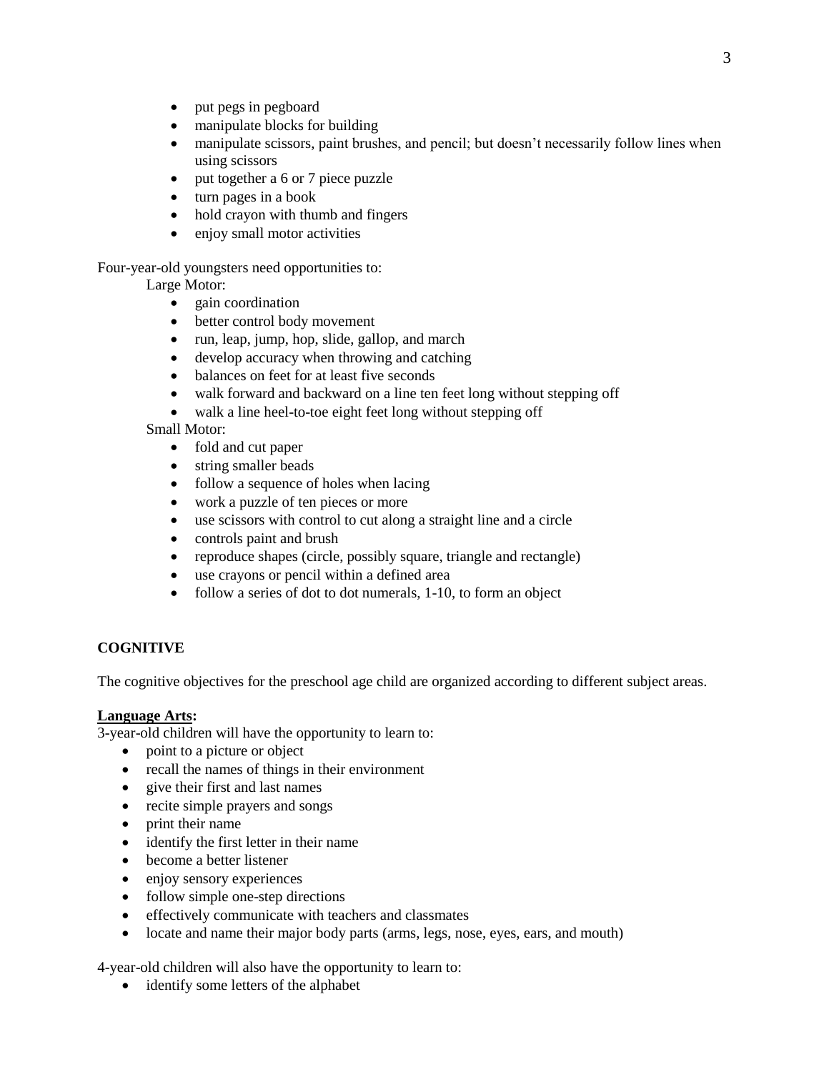- put pegs in pegboard
- manipulate blocks for building
- manipulate scissors, paint brushes, and pencil; but doesn't necessarily follow lines when using scissors
- put together a 6 or 7 piece puzzle
- turn pages in a book
- hold crayon with thumb and fingers
- enjoy small motor activities

Four-year-old youngsters need opportunities to:

Large Motor:

- gain coordination
- better control body movement
- run, leap, jump, hop, slide, gallop, and march
- develop accuracy when throwing and catching
- balances on feet for at least five seconds
- walk forward and backward on a line ten feet long without stepping off
- walk a line heel-to-toe eight feet long without stepping off

Small Motor:

- fold and cut paper
- string smaller beads
- follow a sequence of holes when lacing
- work a puzzle of ten pieces or more
- use scissors with control to cut along a straight line and a circle
- controls paint and brush
- reproduce shapes (circle, possibly square, triangle and rectangle)
- use crayons or pencil within a defined area
- follow a series of dot to dot numerals, 1-10, to form an object

## COGNITIVE

The cognitive objectives for the preschool age child are organized according to different subject areas.

**Language Arts:**

3-year-old children will have the opportunity to learn to:

- point to a picture or object
- recall the names of things in their environment
- give their first and last names
- recite simple prayers and songs
- print their name
- identify the first letter in their name
- become a better listener
- enjoy sensory experiences
- follow simple one-step directions
- effectively communicate with teachers and classmates
- locate and name their major body parts (arms, legs, nose, eyes, ears, and mouth)

4-year-old children will also have the opportunity to learn to:

- identify some letters of the alphabet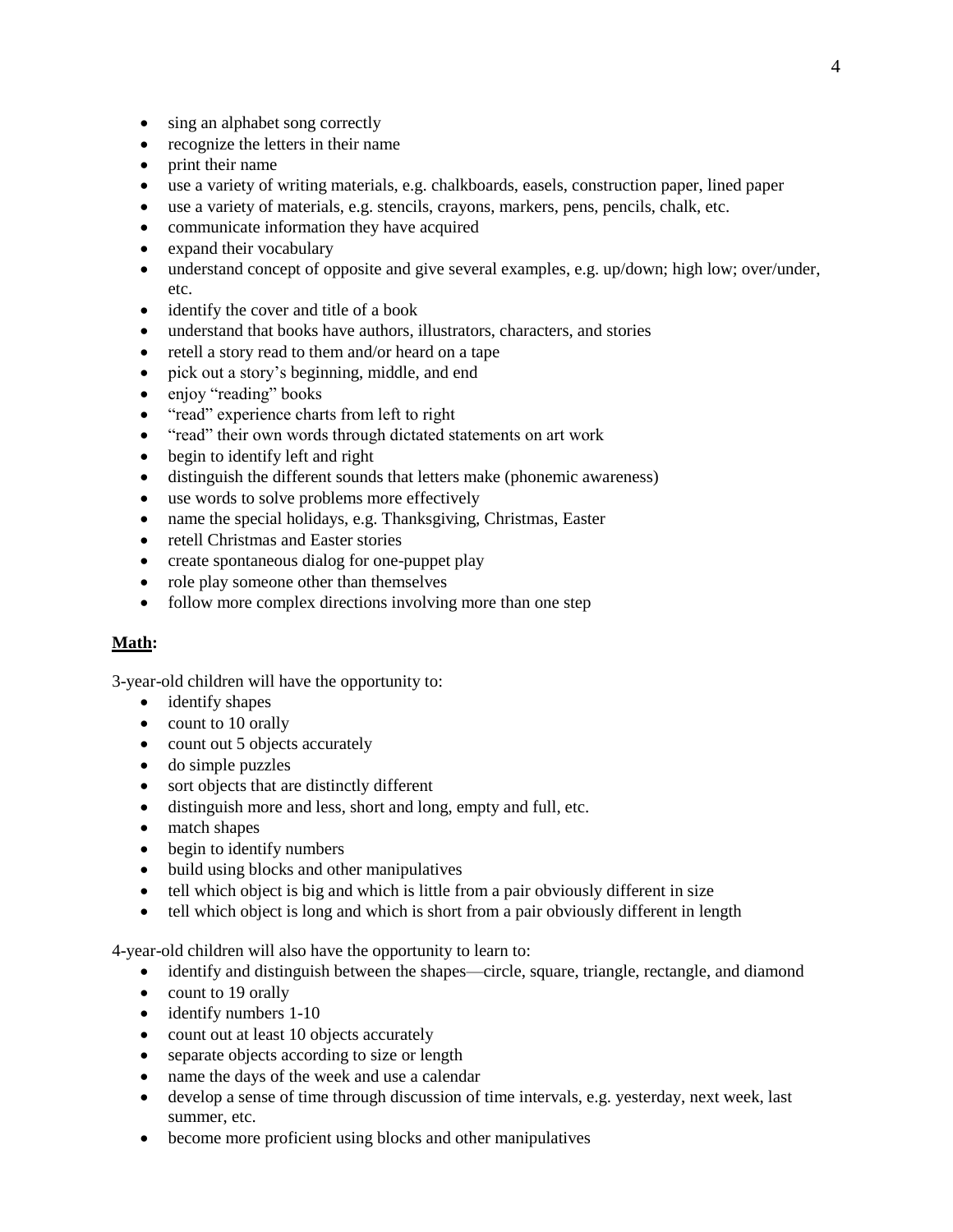- sing an alphabet song correctly
- recognize the letters in their name
- print their name
- use a variety of writing materials, e.g. chalkboards, easels, construction paper, lined paper
- use a variety of materials, e.g. stencils, crayons, markers, pens, pencils, chalk, etc.
- communicate information they have acquired
- expand their vocabulary
- understand concept of opposite and give several examples, e.g. up/down; high low; over/under, etc.
- identify the cover and title of a book
- understand that books have authors, illustrators, characters, and stories
- retell a story read to them and/or heard on a tape
- pick out a story's beginning, middle, and end
- enjoy "reading" books
- "read" experience charts from left to right
- "read" their own words through dictated statements on art work
- begin to identify left and right
- distinguish the different sounds that letters make (phonemic awareness)
- use words to solve problems more effectively
- name the special holidays, e.g. Thanksgiving, Christmas, Easter
- retell Christmas and Easter stories
- create spontaneous dialog for one-puppet play
- role play someone other than themselves
- follow more complex directions involving more than one step

**<u>Math</u>:**

3-year-old children will have the opportunity to:

- identify shapes
- count to 10 orally
- count out 5 objects accurately
- do simple puzzles
- sort objects that are distinctly different
- distinguish more and less, short and long, empty and full, etc.
- match shapes
- begin to identify numbers
- build using blocks and other manipulatives
- tell which object is big and which is little from a pair obviously different in size
- tell which object is long and which is short from a pair obviously different in length

4-year-old children will also have the opportunity to learn to:

- identify and distinguish between the shapes—circle, square, triangle, rectangle, and diamond
- count to 19 orally
- identify numbers 1-10
- count out at least 10 objects accurately
- separate objects according to size or length
- name the days of the week and use a calendar
- develop a sense of time through discussion of time intervals, e.g. yesterday, next week, last summer, etc.
- become more proficient using blocks and other manipulatives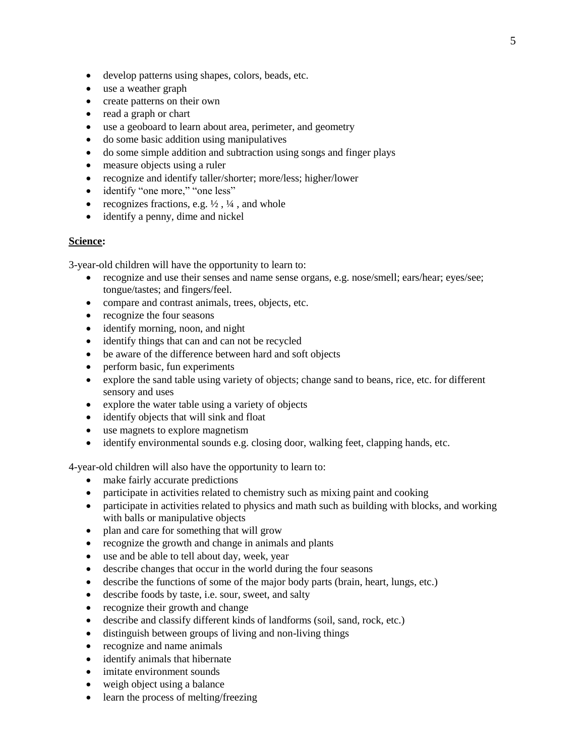- develop patterns using shapes, colors, beads, etc.
- use a weather graph
- create patterns on their own
- read a graph or chart
- use a geoboard to learn about area, perimeter, and geometry
- do some basic addition using manipulatives
- do some simple addition and subtraction using songs and finger plays
- measure objects using a ruler
- recognize and identify taller/shorter; more/less; higher/lower
- identify "one more," "one less"
- recognizes fractions, e.g. ½ , ¼ , and whole
- identify a penny, dime and nickel

**Science:**

3-year-old children will have the opportunity to learn to:

- recognize and use their senses and name sense organs, e.g. nose/smell; ears/hear; eyes/see; tongue/tastes; and fingers/feel.
- compare and contrast animals, trees, objects, etc.
- recognize the four seasons
- identify morning, noon, and night
- identify things that can and can not be recycled
- be aware of the difference between hard and soft objects
- perform basic, fun experiments
- explore the sand table using variety of objects; change sand to beans, rice, etc. for different sensory and uses
- explore the water table using a variety of objects
- identify objects that will sink and float
- use magnets to explore magnetism
- identify environmental sounds e.g. closing door, walking feet, clapping hands, etc.

4-year-old children will also have the opportunity to learn to:

- make fairly accurate predictions
- participate in activities related to chemistry such as mixing paint and cooking
- participate in activities related to physics and math such as building with blocks, and working with balls or manipulative objects
- plan and care for something that will grow
- recognize the growth and change in animals and plants
- use and be able to tell about day, week, year
- describe changes that occur in the world during the four seasons
- describe the functions of some of the major body parts (brain, heart, lungs, etc.)
- describe foods by taste, i.e. sour, sweet, and salty
- recognize their growth and change
- describe and classify different kinds of landforms (soil, sand, rock, etc.)
- distinguish between groups of living and non-living things
- recognize and name animals
- identify animals that hibernate
- imitate environment sounds
- weigh object using a balance
- learn the process of melting/freezing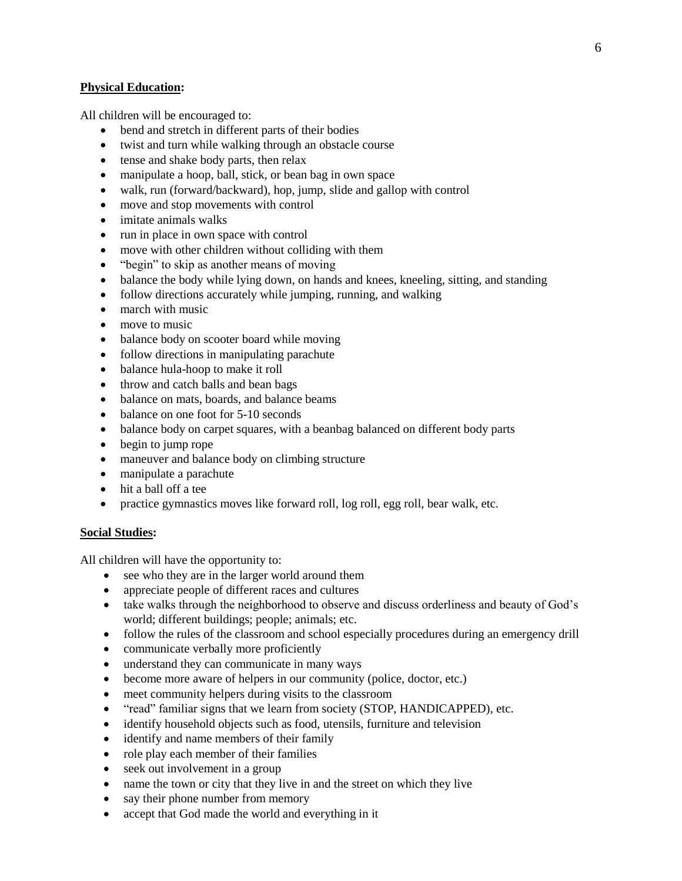**Physical Education:**

All children will be encouraged to:

- bend and stretch in different parts of their bodies
- twist and turn while walking through an obstacle course
- tense and shake body parts, then relax
- manipulate a hoop, ball, stick, or bean bag in own space
- walk, run (forward/backward), hop, jump, slide and gallop with control
- move and stop movements with control
- imitate animals walks
- run in place in own space with control
- move with other children without colliding with them
- "begin" to skip as another means of moving
- balance the body while lying down, on hands and knees, kneeling, sitting, and standing
- follow directions accurately while jumping, running, and walking
- march with music
- move to music
- balance body on scooter board while moving
- follow directions in manipulating parachute
- balance hula-hoop to make it roll
- throw and catch balls and bean bags
- balance on mats, boards, and balance beams
- balance on one foot for 5-10 seconds
- balance body on carpet squares, with a beanbag balanced on different body parts
- begin to jump rope
- maneuver and balance body on climbing structure
- manipulate a parachute
- hit a ball off a tee
- practice gymnastics moves like forward roll, log roll, egg roll, bear walk, etc.

**Social Studies:**

All children will have the opportunity to:

- see who they are in the larger world around them
- appreciate people of different races and cultures
- take walks through the neighborhood to observe and discuss orderliness and beauty of God's world; different buildings; people; animals; etc.
- follow the rules of the classroom and school especially procedures during an emergency drill
- communicate verbally more proficiently
- understand they can communicate in many ways
- become more aware of helpers in our community (police, doctor, etc.)
- meet community helpers during visits to the classroom
- "read" familiar signs that we learn from society (STOP, HANDICAPPED), etc.
- identify household objects such as food, utensils, furniture and television
- identify and name members of their family
- role play each member of their families
- seek out involvement in a group
- name the town or city that they live in and the street on which they live
- say their phone number from memory
- accept that God made the world and everything in it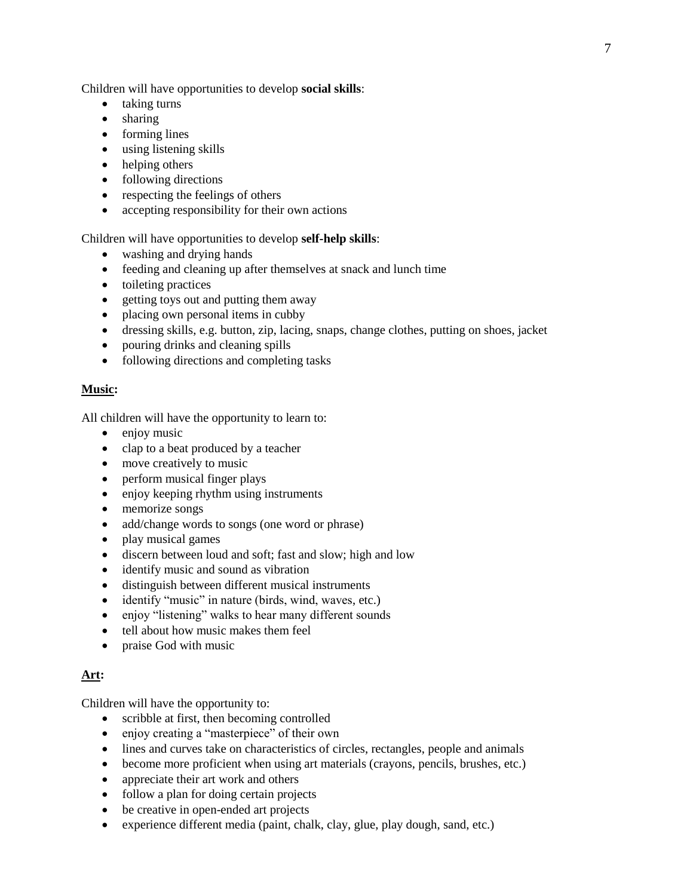Children will have opportunities to develop **social skills**:

- taking turns
- sharing
- forming lines
- using listening skills
- helping others
- following directions
- respecting the feelings of others
- accepting responsibility for their own actions

Children will have opportunities to develop **self-help skills**:

- washing and drying hands
- feeding and cleaning up after themselves at snack and lunch time
- toileting practices
- getting toys out and putting them away
- placing own personal items in cubby
- dressing skills, e.g. button, zip, lacing, snaps, change clothes, putting on shoes, jacket
- pouring drinks and cleaning spills
- following directions and completing tasks

**Music:**

All children will have the opportunity to learn to:

- enjoy music
- clap to a beat produced by a teacher
- move creatively to music
- perform musical finger plays
- enjoy keeping rhythm using instruments
- memorize songs
- add/change words to songs (one word or phrase)
- play musical games
- discern between loud and soft; fast and slow; high and low
- identify music and sound as vibration
- distinguish between different musical instruments
- identify "music" in nature (birds, wind, waves, etc.)
- enjoy "listening" walks to hear many different sounds
- tell about how music makes them feel
- praise God with music

**Art:**

Children will have the opportunity to:

- scribble at first, then becoming controlled
- enjoy creating a "masterpiece" of their own
- lines and curves take on characteristics of circles, rectangles, people and animals
- become more proficient when using art materials (crayons, pencils, brushes, etc.)
- appreciate their art work and others
- follow a plan for doing certain projects
- be creative in open-ended art projects
- experience different media (paint, chalk, clay, glue, play dough, sand, etc.)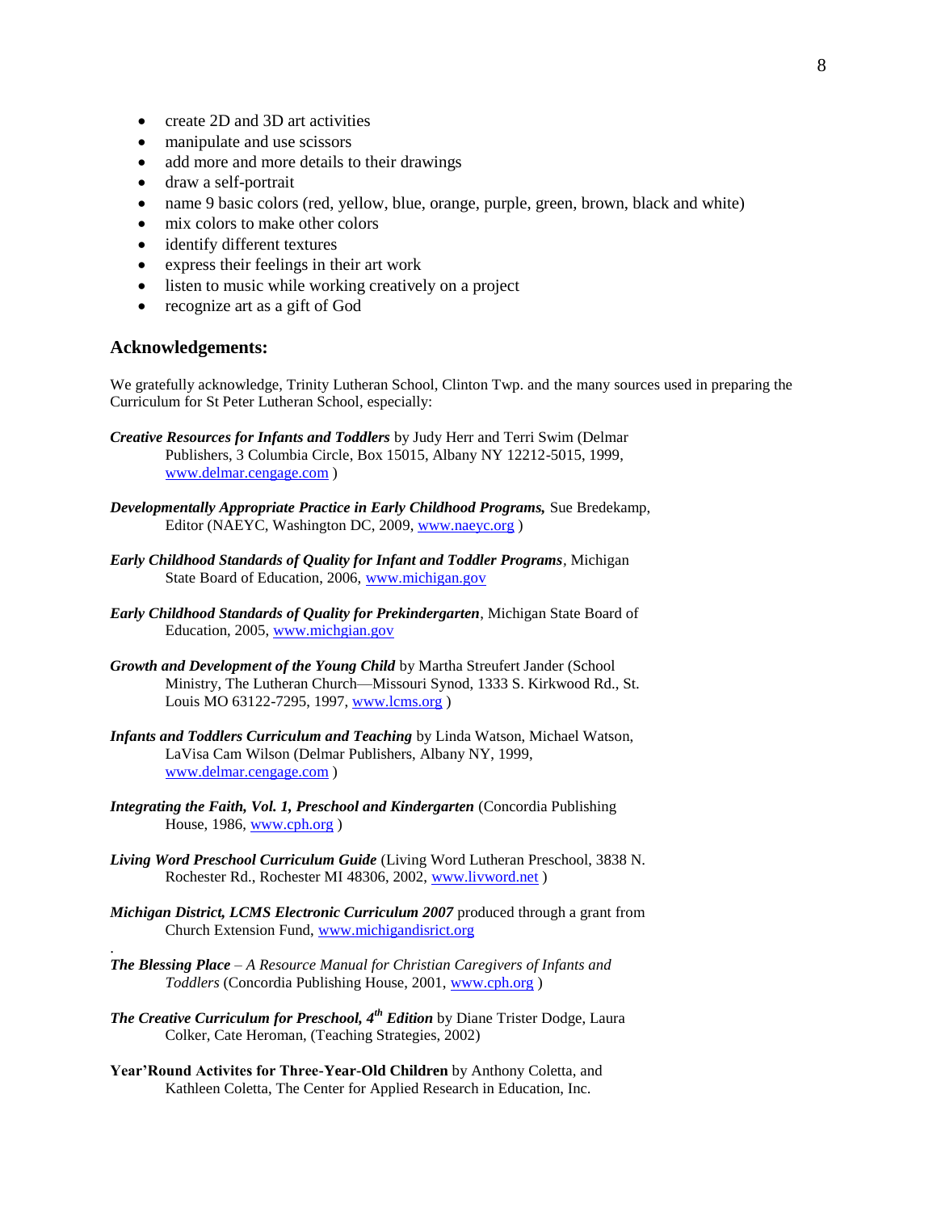- create 2D and 3D art activities
- manipulate and use scissors
- add more and more details to their drawings
- draw a self-portrait
- name 9 basic colors (red, yellow, blue, orange, purple, green, brown, black and white)
- mix colors to make other colors
- identify different textures
- express their feelings in their art work
- listen to music while working creatively on a project
- recognize art as a gift of God

## Acknowledgements:

We gratefully acknowledge, Trinity Lutheran School, Clinton Twp. and the many sources used in preparing the Curriculum for St Peter Lutheran School, especially:

***Creative Resources for Infants and Toddlers*** by Judy Herr and Terri Swim (Delmar Publishers, 3 Columbia Circle, Box 15015, Albany NY 12212-5015, 1999, www.delmar.cengage.com )

***Developmentally Appropriate Practice in Early Childhood Programs,*** Sue Bredekamp, Editor (NAEYC, Washington DC, 2009, www.naeyc.org )

***Early Childhood Standards of Quality for Infant and Toddler Programs***, Michigan State Board of Education, 2006, www.michigan.gov

***Early Childhood Standards of Quality for Prekindergarten***, Michigan State Board of Education, 2005, www.michgian.gov

***Growth and Development of the Young Child*** by Martha Streufert Jander (School Ministry, The Lutheran Church—Missouri Synod, 1333 S. Kirkwood Rd., St. Louis MO 63122-7295, 1997, www.lcms.org )

***Infants and Toddlers Curriculum and Teaching*** by Linda Watson, Michael Watson, LaVisa Cam Wilson (Delmar Publishers, Albany NY, 1999, www.delmar.cengage.com )

***Integrating the Faith, Vol. 1, Preschool and Kindergarten*** (Concordia Publishing House, 1986, www.cph.org )

***Living Word Preschool Curriculum Guide*** (Living Word Lutheran Preschool, 3838 N. Rochester Rd., Rochester MI 48306, 2002, www.livword.net )

***Michigan District, LCMS Electronic Curriculum 2007*** produced through a grant from Church Extension Fund, www.michigandisrict.org

.

***The Blessing Place*** – *A Resource Manual for Christian Caregivers of Infants and Toddlers* (Concordia Publishing House, 2001, www.cph.org )

***The Creative Curriculum for Preschool, 4th Edition*** by Diane Trister Dodge, Laura Colker, Cate Heroman, (Teaching Strategies, 2002)

**Year'Round Activites for Three-Year-Old Children** by Anthony Coletta, and Kathleen Coletta, The Center for Applied Research in Education, Inc.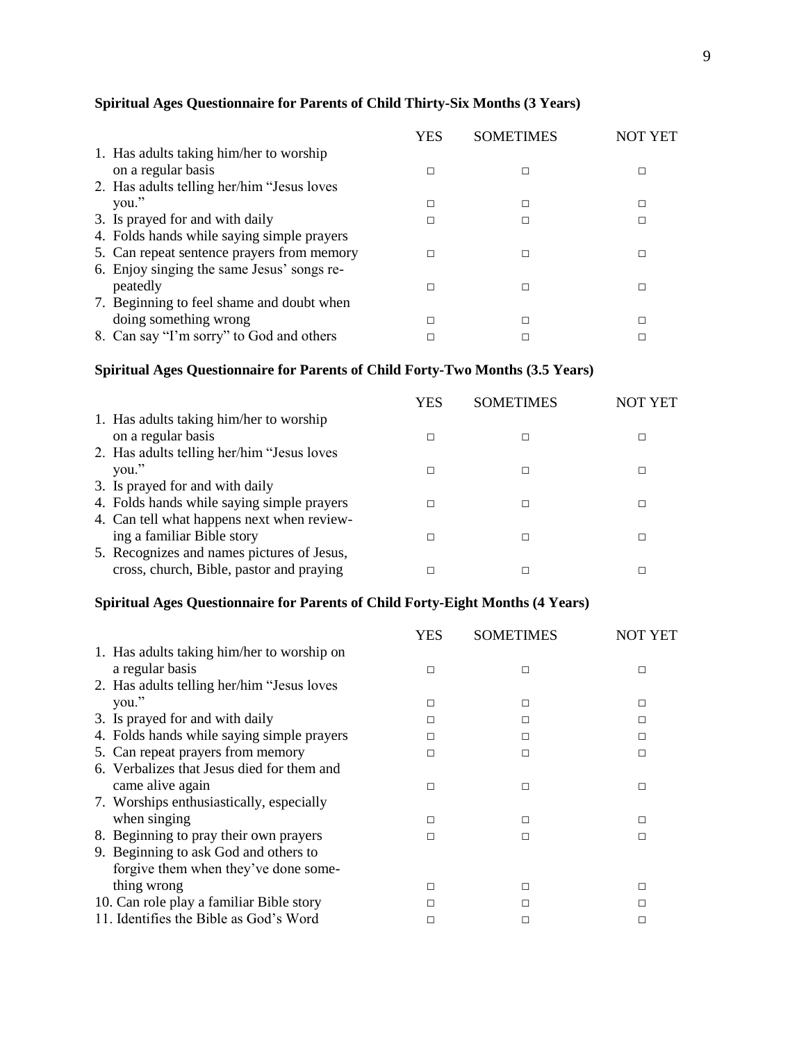**Spiritual Ages Questionnaire for Parents of Child Thirty-Six Months (3 Years)**

| | YES | SOMETIMES | NOT YET |
|---|---|---|---|
| 1. Has adults taking him/her to worship on a regular basis | □ | □ | □ |
| 2. Has adults telling her/him "Jesus loves you." | □ | □ | □ |
| 3. Is prayed for and with daily | □ | □ | □ |
| 4. Folds hands while saying simple prayers | | | |
| 5. Can repeat sentence prayers from memory | □ | □ | □ |
| 6. Enjoy singing the same Jesus' songs repeatedly | □ | □ | □ |
| 7. Beginning to feel shame and doubt when doing something wrong | □ | □ | □ |
| 8. Can say "I'm sorry" to God and others | □ | □ | □ |

**Spiritual Ages Questionnaire for Parents of Child Forty-Two Months (3.5 Years)**

| | YES | SOMETIMES | NOT YET |
|---|---|---|---|
| 1. Has adults taking him/her to worship on a regular basis | □ | □ | □ |
| 2. Has adults telling her/him "Jesus loves you." | □ | □ | □ |
| 3. Is prayed for and with daily | | | |
| 4. Folds hands while saying simple prayers | □ | □ | □ |
| 4. Can tell what happens next when reviewing a familiar Bible story | □ | □ | □ |
| 5. Recognizes and names pictures of Jesus, cross, church, Bible, pastor and praying | □ | □ | □ |

**Spiritual Ages Questionnaire for Parents of Child Forty-Eight Months (4 Years)**

| | YES | SOMETIMES | NOT YET |
|---|---|---|---|
| 1. Has adults taking him/her to worship on a regular basis | □ | □ | □ |
| 2. Has adults telling her/him "Jesus loves you." | □ | □ | □ |
| 3. Is prayed for and with daily | □ | □ | □ |
| 4. Folds hands while saying simple prayers | □ | □ | □ |
| 5. Can repeat prayers from memory | □ | □ | □ |
| 6. Verbalizes that Jesus died for them and came alive again | □ | □ | □ |
| 7. Worships enthusiastically, especially when singing | □ | □ | □ |
| 8. Beginning to pray their own prayers | □ | □ | □ |
| 9. Beginning to ask God and others to forgive them when they've done something wrong | □ | □ | □ |
| 10. Can role play a familiar Bible story | □ | □ | □ |
| 11. Identifies the Bible as God's Word | □ | □ | □ |